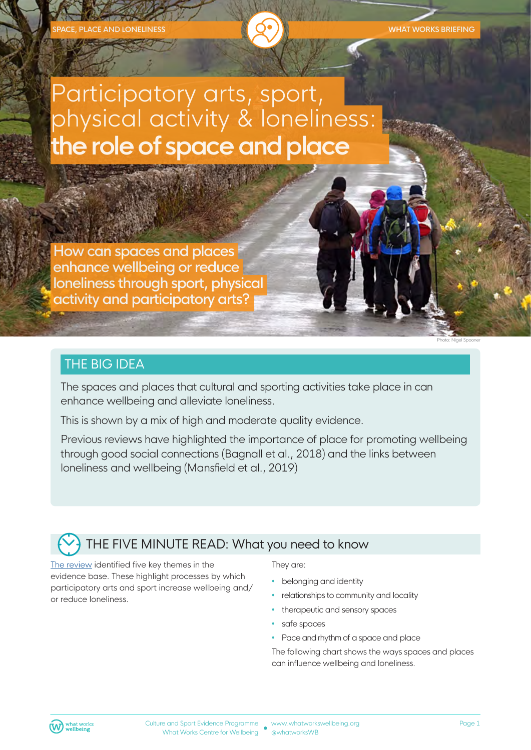SPACE, PLACE AND LONELINESS

WHAT WORKS BRIEFING

# Participatory arts, sport, physical activity & loneliness: **the role of space and place**

## How can spaces and places enhance wellbeing or reduce loneliness through sport, physical activity and participatory arts?

Photo: Nigel Spooner

## THE BIG IDEA

The spaces and places that cultural and sporting activities take place in can enhance wellbeing and alleviate loneliness.

This is shown by a mix of high and moderate quality evidence.

Previous reviews have highlighted the importance of place for promoting wellbeing through good social connections (Bagnall et al., 2018) and the links between loneliness and wellbeing (Mansfield et al., 2019)

## THE FIVE MINUTE READ: What you need to know

The review identified five key themes in the evidence base. These highlight processes by which participatory arts and sport increase wellbeing and/or reduce loneliness.

They are:

- belonging and identity
- relationships to community and locality
- therapeutic and sensory spaces
- safe spaces
- Pace and rhythm of a space and place

The following chart shows the ways spaces and places can influence wellbeing and loneliness.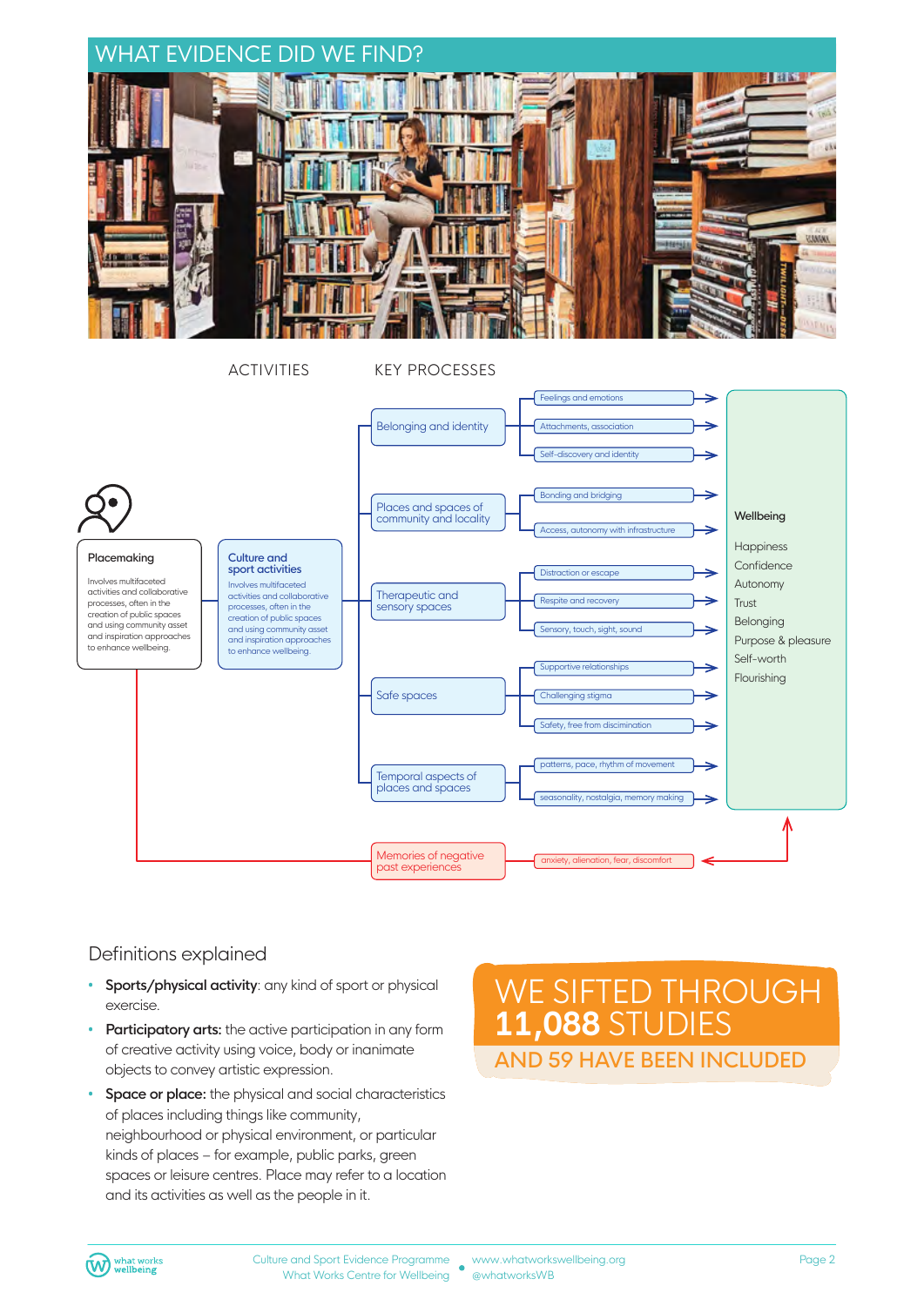## WHAT EVIDENCE DID WE FIND?

ACTIVITIES

KEY PROCESSES

**Placemaking**

Involves multifaceted activities and collaborative processes, often in the creation of public spaces and using community asset and inspiration approaches to enhance wellbeing.

**Culture and sport activities**

Involves multifaceted activities and collaborative processes, often in the creation of public spaces and using community asset and inspiration approaches to enhance wellbeing.

- Belonging and identity
  - Feelings and emotions
  - Attachments, association
  - Self-discovery and identity
- Places and spaces of community and locality
  - Bonding and bridging
  - Access, autonomy with infrastructure
- Therapeutic and sensory spaces
  - Distraction or escape
  - Respite and recovery
  - Sensory, touch, sight, sound
- Safe spaces
  - Supportive relationships
  - Challenging stigma
  - Safety, free from discrimination
- Temporal aspects of places and spaces
  - patterns, pace, rhythm of movement
  - seasonality, nostalgia, memory making
- Memories of negative past experiences
  - anxiety, alienation, fear, discomfort

**Wellbeing**

Happiness
Confidence
Autonomy
Trust
Belonging
Purpose & pleasure
Self-worth
Flourishing

### Definitions explained

- **Sports/physical activity**: any kind of sport or physical exercise.
- **Participatory arts:** the active participation in any form of creative activity using voice, body or inanimate objects to convey artistic expression.
- **Space or place:** the physical and social characteristics of places including things like community, neighbourhood or physical environment, or particular kinds of places – for example, public parks, green spaces or leisure centres. Place may refer to a location and its activities as well as the people in it.

**WE SIFTED THROUGH 11,088 STUDIES AND 59 HAVE BEEN INCLUDED**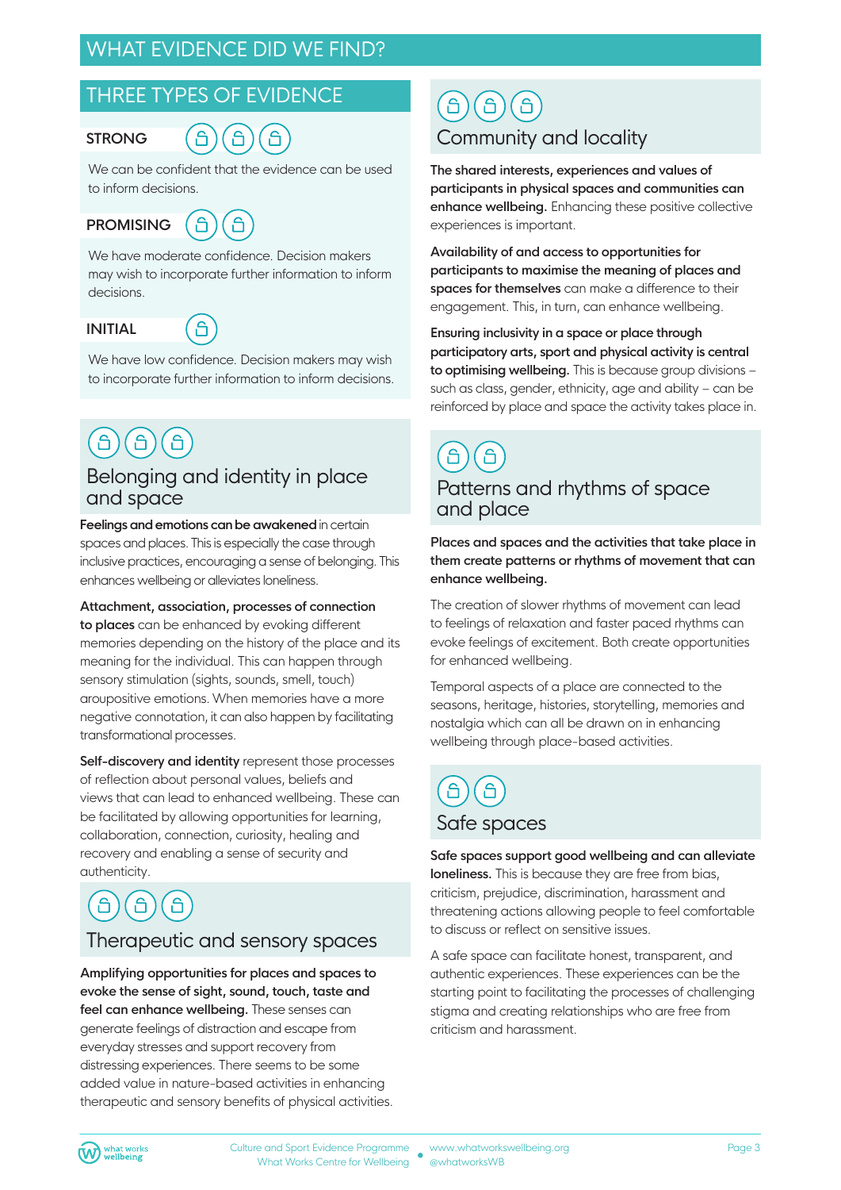# WHAT EVIDENCE DID WE FIND?

## THREE TYPES OF EVIDENCE

**STRONG**

We can be confident that the evidence can be used to inform decisions.

**PROMISING**

We have moderate confidence. Decision makers may wish to incorporate further information to inform decisions.

**INITIAL**

We have low confidence. Decision makers may wish to incorporate further information to inform decisions.

## Belonging and identity in place and space

**Feelings and emotions can be awakened** in certain spaces and places. This is especially the case through inclusive practices, encouraging a sense of belonging. This enhances wellbeing or alleviates loneliness.

**Attachment, association, processes of connection to places** can be enhanced by evoking different memories depending on the history of the place and its meaning for the individual. This can happen through sensory stimulation (sights, sounds, smell, touch) aroupositive emotions. When memories have a more negative connotation, it can also happen by facilitating transformational processes.

**Self-discovery and identity** represent those processes of reflection about personal values, beliefs and views that can lead to enhanced wellbeing. These can be facilitated by allowing opportunities for learning, collaboration, connection, curiosity, healing and recovery and enabling a sense of security and authenticity.

## Therapeutic and sensory spaces

**Amplifying opportunities for places and spaces to evoke the sense of sight, sound, touch, taste and feel can enhance wellbeing.** These senses can generate feelings of distraction and escape from everyday stresses and support recovery from distressing experiences. There seems to be some added value in nature-based activities in enhancing therapeutic and sensory benefits of physical activities.

## Community and locality

**The shared interests, experiences and values of participants in physical spaces and communities can enhance wellbeing.** Enhancing these positive collective experiences is important.

**Availability of and access to opportunities for participants to maximise the meaning of places and spaces for themselves** can make a difference to their engagement. This, in turn, can enhance wellbeing.

**Ensuring inclusivity in a space or place through participatory arts, sport and physical activity is central to optimising wellbeing.** This is because group divisions – such as class, gender, ethnicity, age and ability – can be reinforced by place and space the activity takes place in.

## Patterns and rhythms of space and place

**Places and spaces and the activities that take place in them create patterns or rhythms of movement that can enhance wellbeing.**

The creation of slower rhythms of movement can lead to feelings of relaxation and faster paced rhythms can evoke feelings of excitement. Both create opportunities for enhanced wellbeing.

Temporal aspects of a place are connected to the seasons, heritage, histories, storytelling, memories and nostalgia which can all be drawn on in enhancing wellbeing through place-based activities.

## Safe spaces

**Safe spaces support good wellbeing and can alleviate loneliness.** This is because they are free from bias, criticism, prejudice, discrimination, harassment and threatening actions allowing people to feel comfortable to discuss or reflect on sensitive issues.

A safe space can facilitate honest, transparent, and authentic experiences. These experiences can be the starting point to facilitating the processes of challenging stigma and creating relationships who are free from criticism and harassment.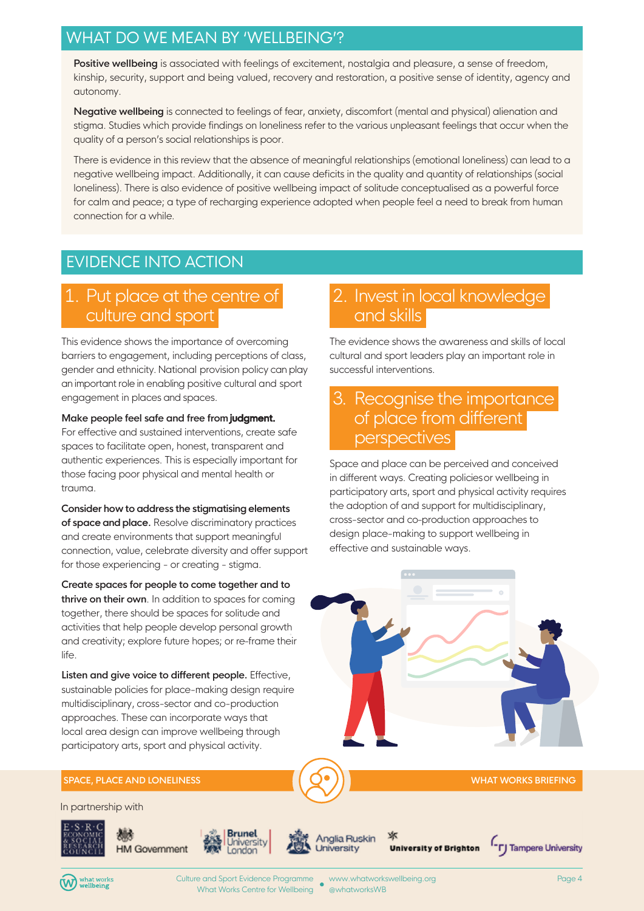## WHAT DO WE MEAN BY 'WELLBEING'?

**Positive wellbeing** is associated with feelings of excitement, nostalgia and pleasure, a sense of freedom, kinship, security, support and being valued, recovery and restoration, a positive sense of identity, agency and autonomy.

**Negative wellbeing** is connected to feelings of fear, anxiety, discomfort (mental and physical) alienation and stigma. Studies which provide findings on loneliness refer to the various unpleasant feelings that occur when the quality of a person's social relationships is poor.

There is evidence in this review that the absence of meaningful relationships (emotional loneliness) can lead to a negative wellbeing impact. Additionally, it can cause deficits in the quality and quantity of relationships (social loneliness). There is also evidence of positive wellbeing impact of solitude conceptualised as a powerful force for calm and peace; a type of recharging experience adopted when people feel a need to break from human connection for a while.

## EVIDENCE INTO ACTION

### 1. Put place at the centre of culture and sport

This evidence shows the importance of overcoming barriers to engagement, including perceptions of class, gender and ethnicity. National provision policy can play an important role in enabling positive cultural and sport engagement in places and spaces.

**Make people feel safe and free from judgment.** For effective and sustained interventions, create safe spaces to facilitate open, honest, transparent and authentic experiences. This is especially important for those facing poor physical and mental health or trauma.

**Consider how to address the stigmatising elements of space and place.** Resolve discriminatory practices and create environments that support meaningful connection, value, celebrate diversity and offer support for those experiencing - or creating - stigma.

**Create spaces for people to come together and to thrive on their own**. In addition to spaces for coming together, there should be spaces for solitude and activities that help people develop personal growth and creativity; explore future hopes; or re-frame their life.

**Listen and give voice to different people.** Effective, sustainable policies for place-making design require multidisciplinary, cross-sector and co-production approaches. These can incorporate ways that local area design can improve wellbeing through participatory arts, sport and physical activity.

### 2. Invest in local knowledge and skills

The evidence shows the awareness and skills of local cultural and sport leaders play an important role in successful interventions.

### 3. Recognise the importance of place from different perspectives

Space and place can be perceived and conceived in different ways. Creating policies or wellbeing in participatory arts, sport and physical activity requires the adoption of and support for multidisciplinary, cross-sector and co-production approaches to design place-making to support wellbeing in effective and sustainable ways.

SPACE, PLACE AND LONELINESS — WHAT WORKS BRIEFING

In partnership with

ESRC Economic & Social Research Council · HM Government · Brunel University London · Anglia Ruskin University · University of Brighton · Tampere University

what works wellbeing

Culture and Sport Evidence Programme · What Works Centre for Wellbeing · www.whatworkswellbeing.org · @whatworksWB